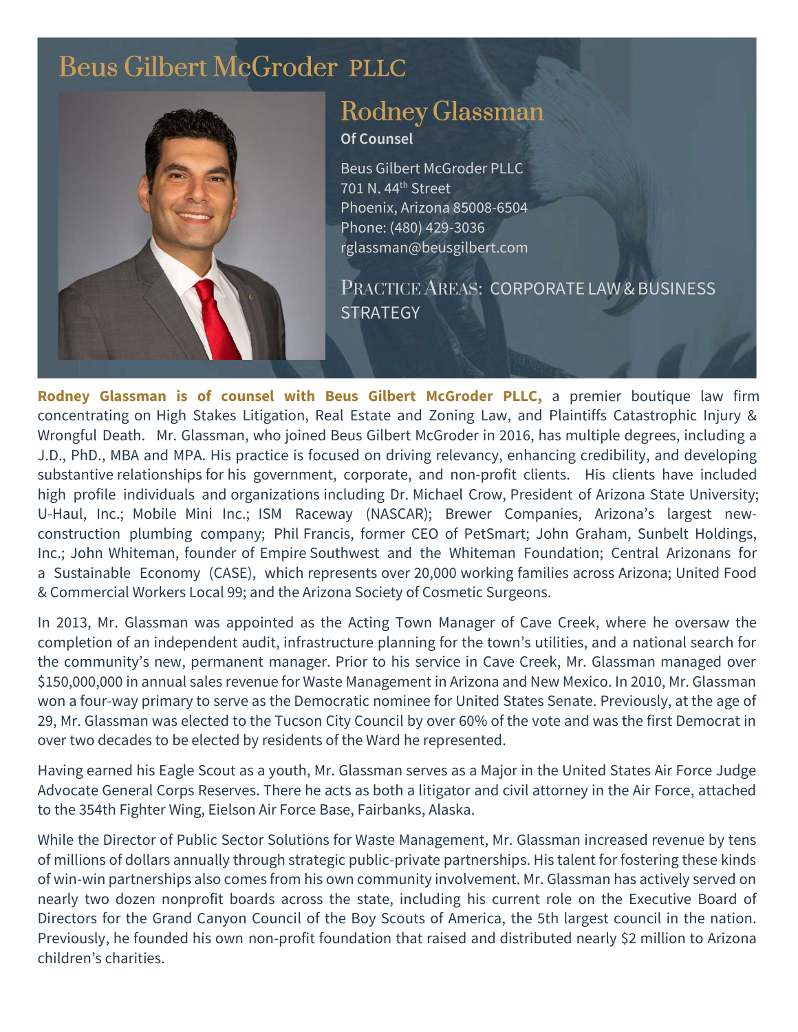# Beus Gilbert McGroder PLLC

## Rodney Glassman

**Of Counsel**

Beus Gilbert McGroder PLLC
701 N. 44th Street
Phoenix, Arizona 85008-6504
Phone: (480) 429-3036
rglassman@beusgilbert.com

PRACTICE AREAS: CORPORATE LAW & BUSINESS STRATEGY

**Rodney Glassman is of counsel with Beus Gilbert McGroder PLLC,** a premier boutique law firm concentrating on High Stakes Litigation, Real Estate and Zoning Law, and Plaintiffs Catastrophic Injury & Wrongful Death. Mr. Glassman, who joined Beus Gilbert McGroder in 2016, has multiple degrees, including a J.D., PhD., MBA and MPA. His practice is focused on driving relevancy, enhancing credibility, and developing substantive relationships for his government, corporate, and non-profit clients. His clients have included high profile individuals and organizations including Dr. Michael Crow, President of Arizona State University; U-Haul, Inc.; Mobile Mini Inc.; ISM Raceway (NASCAR); Brewer Companies, Arizona's largest new-construction plumbing company; Phil Francis, former CEO of PetSmart; John Graham, Sunbelt Holdings, Inc.; John Whiteman, founder of Empire Southwest and the Whiteman Foundation; Central Arizonans for a Sustainable Economy (CASE), which represents over 20,000 working families across Arizona; United Food & Commercial Workers Local 99; and the Arizona Society of Cosmetic Surgeons.

In 2013, Mr. Glassman was appointed as the Acting Town Manager of Cave Creek, where he oversaw the completion of an independent audit, infrastructure planning for the town's utilities, and a national search for the community's new, permanent manager. Prior to his service in Cave Creek, Mr. Glassman managed over $150,000,000 in annual sales revenue for Waste Management in Arizona and New Mexico. In 2010, Mr. Glassman won a four-way primary to serve as the Democratic nominee for United States Senate. Previously, at the age of 29, Mr. Glassman was elected to the Tucson City Council by over 60% of the vote and was the first Democrat in over two decades to be elected by residents of the Ward he represented.

Having earned his Eagle Scout as a youth, Mr. Glassman serves as a Major in the United States Air Force Judge Advocate General Corps Reserves. There he acts as both a litigator and civil attorney in the Air Force, attached to the 354th Fighter Wing, Eielson Air Force Base, Fairbanks, Alaska.

While the Director of Public Sector Solutions for Waste Management, Mr. Glassman increased revenue by tens of millions of dollars annually through strategic public-private partnerships. His talent for fostering these kinds of win-win partnerships also comes from his own community involvement. Mr. Glassman has actively served on nearly two dozen nonprofit boards across the state, including his current role on the Executive Board of Directors for the Grand Canyon Council of the Boy Scouts of America, the 5th largest council in the nation. Previously, he founded his own non-profit foundation that raised and distributed nearly $2 million to Arizona children's charities.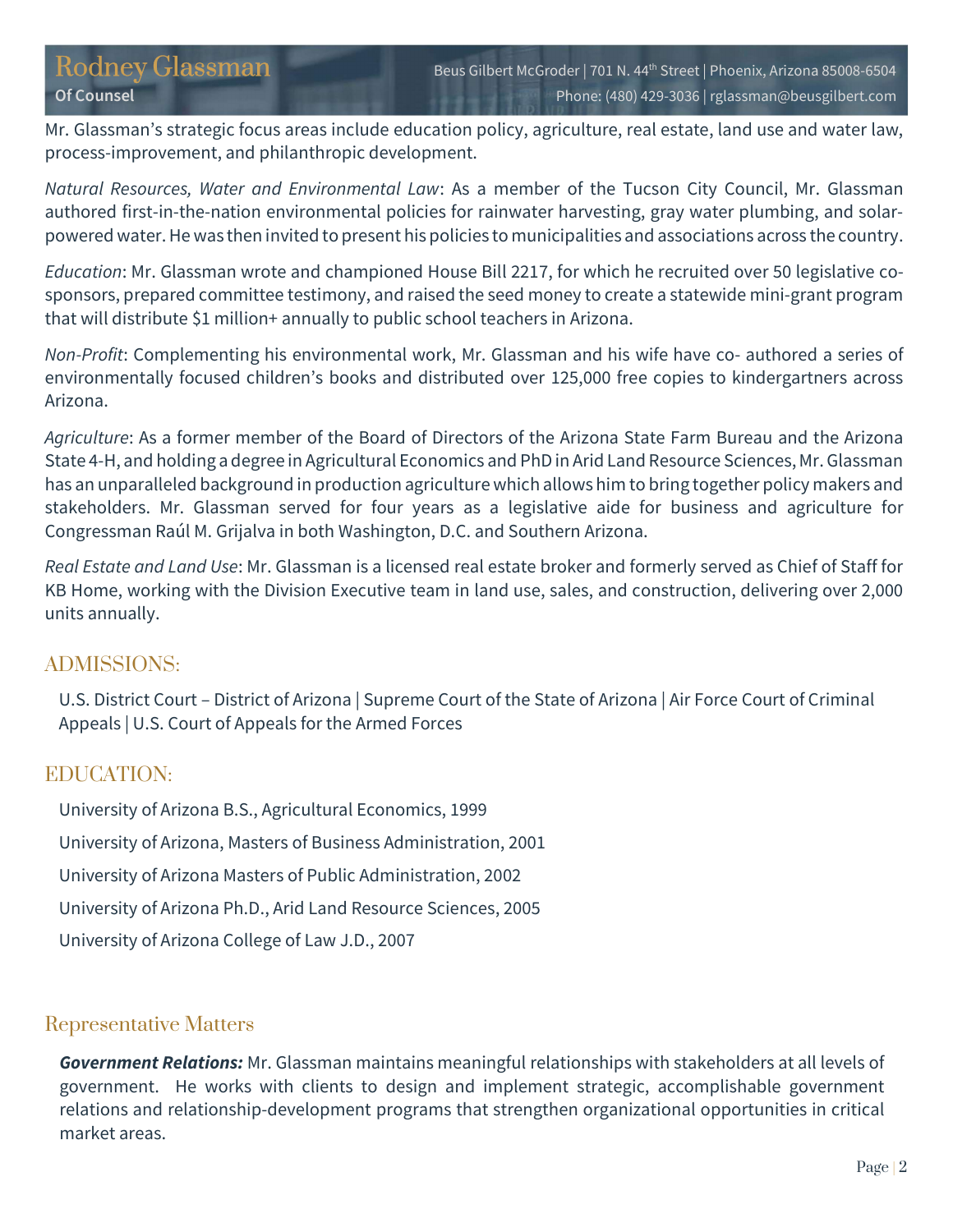Mr. Glassman's strategic focus areas include education policy, agriculture, real estate, land use and water law, process-improvement, and philanthropic development.

*Natural Resources, Water and Environmental Law*: As a member of the Tucson City Council, Mr. Glassman authored first-in-the-nation environmental policies for rainwater harvesting, gray water plumbing, and solar-powered water. He was then invited to present his policies to municipalities and associations across the country.

*Education*: Mr. Glassman wrote and championed House Bill 2217, for which he recruited over 50 legislative co-sponsors, prepared committee testimony, and raised the seed money to create a statewide mini-grant program that will distribute $1 million+ annually to public school teachers in Arizona.

*Non-Profit*: Complementing his environmental work, Mr. Glassman and his wife have co- authored a series of environmentally focused children's books and distributed over 125,000 free copies to kindergartners across Arizona.

*Agriculture*: As a former member of the Board of Directors of the Arizona State Farm Bureau and the Arizona State 4-H, and holding a degree in Agricultural Economics and PhD in Arid Land Resource Sciences, Mr. Glassman has an unparalleled background in production agriculture which allows him to bring together policy makers and stakeholders. Mr. Glassman served for four years as a legislative aide for business and agriculture for Congressman Raúl M. Grijalva in both Washington, D.C. and Southern Arizona.

*Real Estate and Land Use*: Mr. Glassman is a licensed real estate broker and formerly served as Chief of Staff for KB Home, working with the Division Executive team in land use, sales, and construction, delivering over 2,000 units annually.

## ADMISSIONS:

U.S. District Court – District of Arizona | Supreme Court of the State of Arizona | Air Force Court of Criminal Appeals | U.S. Court of Appeals for the Armed Forces

## EDUCATION:

University of Arizona B.S., Agricultural Economics, 1999

University of Arizona, Masters of Business Administration, 2001

University of Arizona Masters of Public Administration, 2002

University of Arizona Ph.D., Arid Land Resource Sciences, 2005

University of Arizona College of Law J.D., 2007

## Representative Matters

***Government Relations:*** Mr. Glassman maintains meaningful relationships with stakeholders at all levels of government. He works with clients to design and implement strategic, accomplishable government relations and relationship-development programs that strengthen organizational opportunities in critical market areas.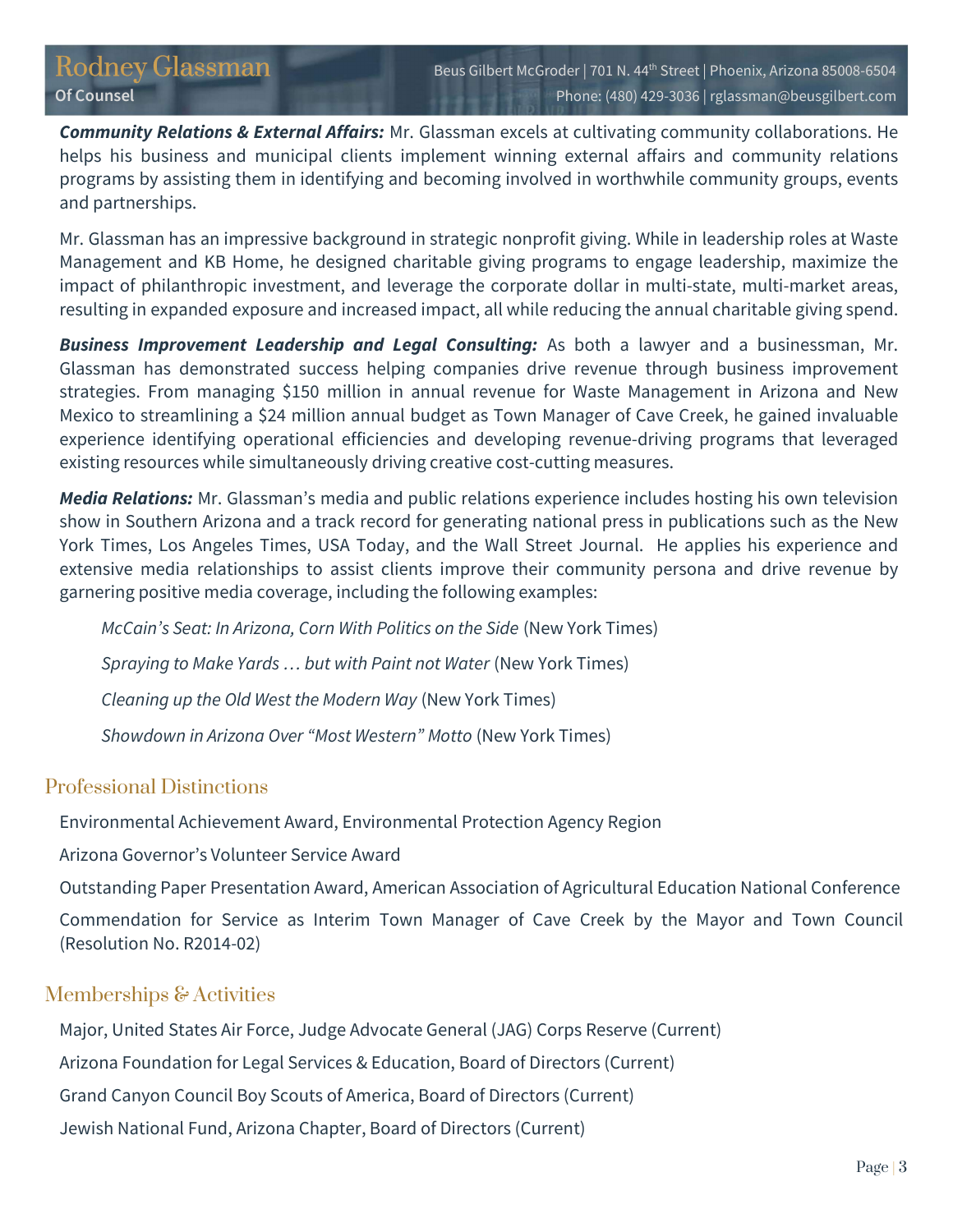**_Community Relations & External Affairs:_** Mr. Glassman excels at cultivating community collaborations. He helps his business and municipal clients implement winning external affairs and community relations programs by assisting them in identifying and becoming involved in worthwhile community groups, events and partnerships.

Mr. Glassman has an impressive background in strategic nonprofit giving. While in leadership roles at Waste Management and KB Home, he designed charitable giving programs to engage leadership, maximize the impact of philanthropic investment, and leverage the corporate dollar in multi-state, multi-market areas, resulting in expanded exposure and increased impact, all while reducing the annual charitable giving spend.

**_Business Improvement Leadership and Legal Consulting:_** As both a lawyer and a businessman, Mr. Glassman has demonstrated success helping companies drive revenue through business improvement strategies. From managing $150 million in annual revenue for Waste Management in Arizona and New Mexico to streamlining a $24 million annual budget as Town Manager of Cave Creek, he gained invaluable experience identifying operational efficiencies and developing revenue-driving programs that leveraged existing resources while simultaneously driving creative cost-cutting measures.

**_Media Relations:_** Mr. Glassman's media and public relations experience includes hosting his own television show in Southern Arizona and a track record for generating national press in publications such as the New York Times, Los Angeles Times, USA Today, and the Wall Street Journal. He applies his experience and extensive media relationships to assist clients improve their community persona and drive revenue by garnering positive media coverage, including the following examples:

> *McCain's Seat: In Arizona, Corn With Politics on the Side* (New York Times)
>
> *Spraying to Make Yards … but with Paint not Water* (New York Times)
>
> *Cleaning up the Old West the Modern Way* (New York Times)
>
> *Showdown in Arizona Over "Most Western" Motto* (New York Times)

## Professional Distinctions

Environmental Achievement Award, Environmental Protection Agency Region

Arizona Governor's Volunteer Service Award

Outstanding Paper Presentation Award, American Association of Agricultural Education National Conference

Commendation for Service as Interim Town Manager of Cave Creek by the Mayor and Town Council (Resolution No. R2014-02)

## Memberships & Activities

Major, United States Air Force, Judge Advocate General (JAG) Corps Reserve (Current)

Arizona Foundation for Legal Services & Education, Board of Directors (Current)

Grand Canyon Council Boy Scouts of America, Board of Directors (Current)

Jewish National Fund, Arizona Chapter, Board of Directors (Current)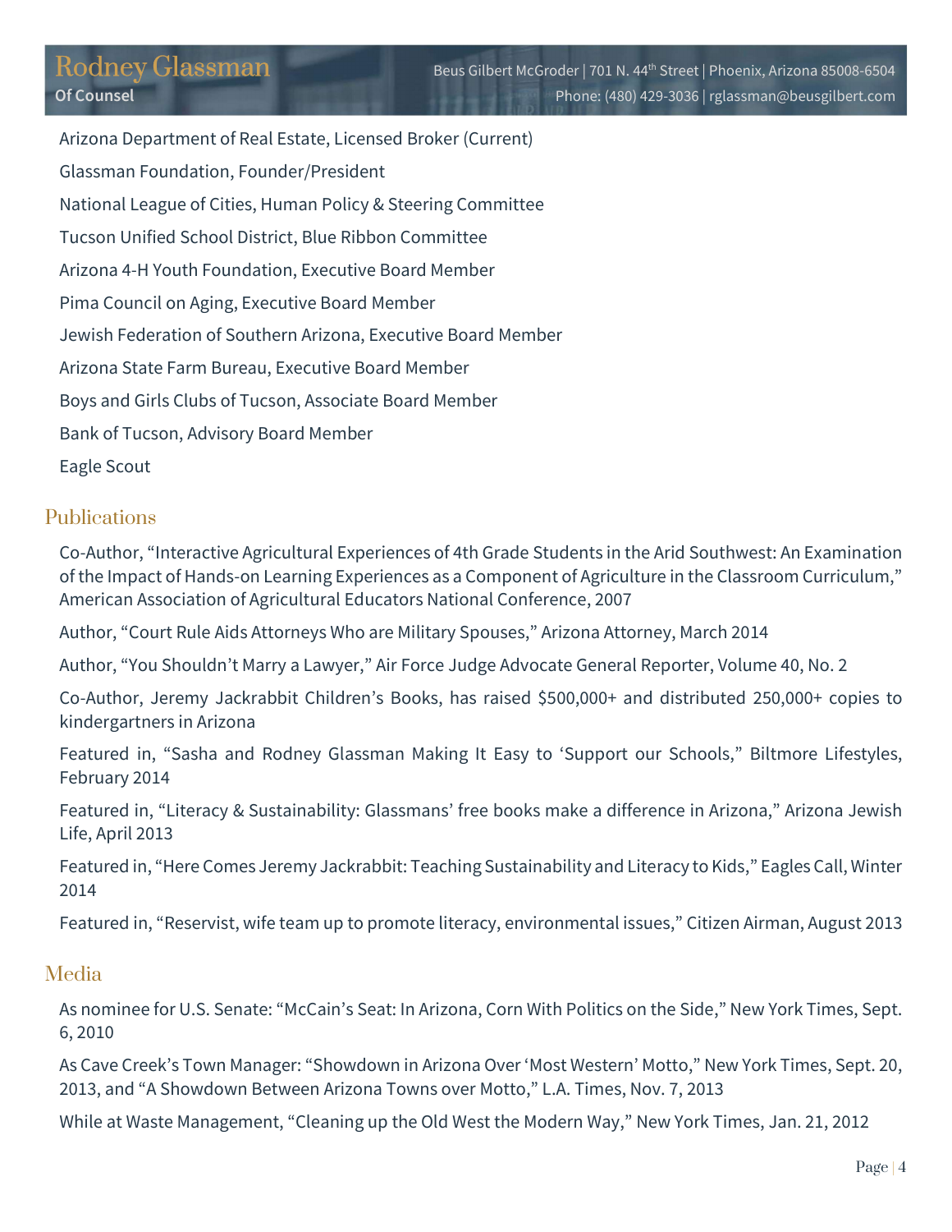Arizona Department of Real Estate, Licensed Broker (Current)

Glassman Foundation, Founder/President

National League of Cities, Human Policy & Steering Committee

Tucson Unified School District, Blue Ribbon Committee

Arizona 4-H Youth Foundation, Executive Board Member

Pima Council on Aging, Executive Board Member

Jewish Federation of Southern Arizona, Executive Board Member

Arizona State Farm Bureau, Executive Board Member

Boys and Girls Clubs of Tucson, Associate Board Member

Bank of Tucson, Advisory Board Member

Eagle Scout

## Publications

Co-Author, "Interactive Agricultural Experiences of 4th Grade Students in the Arid Southwest: An Examination of the Impact of Hands-on Learning Experiences as a Component of Agriculture in the Classroom Curriculum," American Association of Agricultural Educators National Conference, 2007

Author, "Court Rule Aids Attorneys Who are Military Spouses," Arizona Attorney, March 2014

Author, "You Shouldn't Marry a Lawyer," Air Force Judge Advocate General Reporter, Volume 40, No. 2

Co-Author, Jeremy Jackrabbit Children's Books, has raised $500,000+ and distributed 250,000+ copies to kindergartners in Arizona

Featured in, "Sasha and Rodney Glassman Making It Easy to 'Support our Schools," Biltmore Lifestyles, February 2014

Featured in, "Literacy & Sustainability: Glassmans' free books make a difference in Arizona," Arizona Jewish Life, April 2013

Featured in, "Here Comes Jeremy Jackrabbit: Teaching Sustainability and Literacy to Kids," Eagles Call, Winter 2014

Featured in, "Reservist, wife team up to promote literacy, environmental issues," Citizen Airman, August 2013

## Media

As nominee for U.S. Senate: "McCain's Seat: In Arizona, Corn With Politics on the Side," New York Times, Sept. 6, 2010

As Cave Creek's Town Manager: "Showdown in Arizona Over 'Most Western' Motto," New York Times, Sept. 20, 2013, and "A Showdown Between Arizona Towns over Motto," L.A. Times, Nov. 7, 2013

While at Waste Management, "Cleaning up the Old West the Modern Way," New York Times, Jan. 21, 2012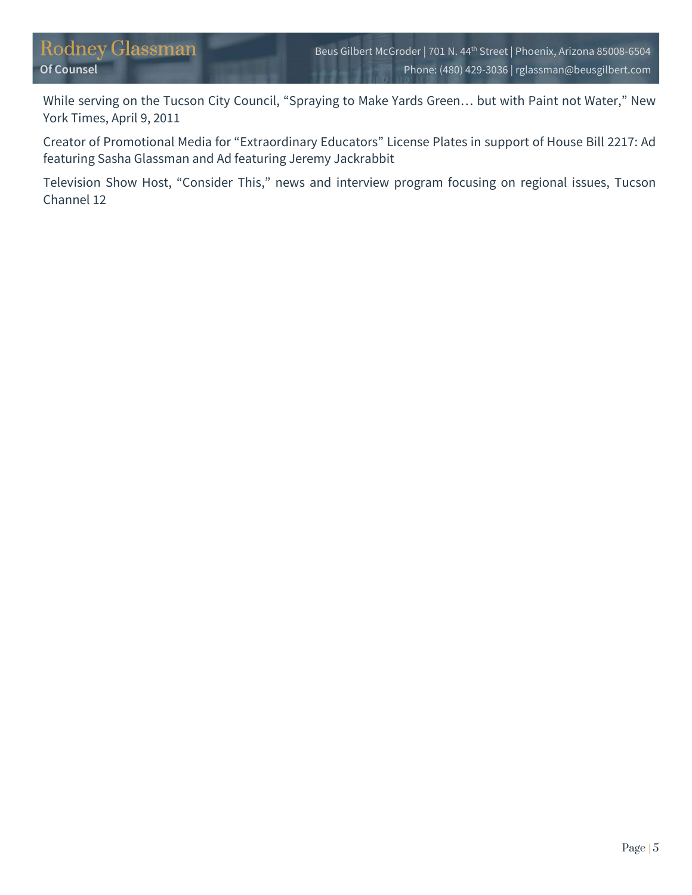While serving on the Tucson City Council, “Spraying to Make Yards Green… but with Paint not Water,” New York Times, April 9, 2011

Creator of Promotional Media for “Extraordinary Educators” License Plates in support of House Bill 2217: Ad featuring Sasha Glassman and Ad featuring Jeremy Jackrabbit

Television Show Host, “Consider This,” news and interview program focusing on regional issues, Tucson Channel 12